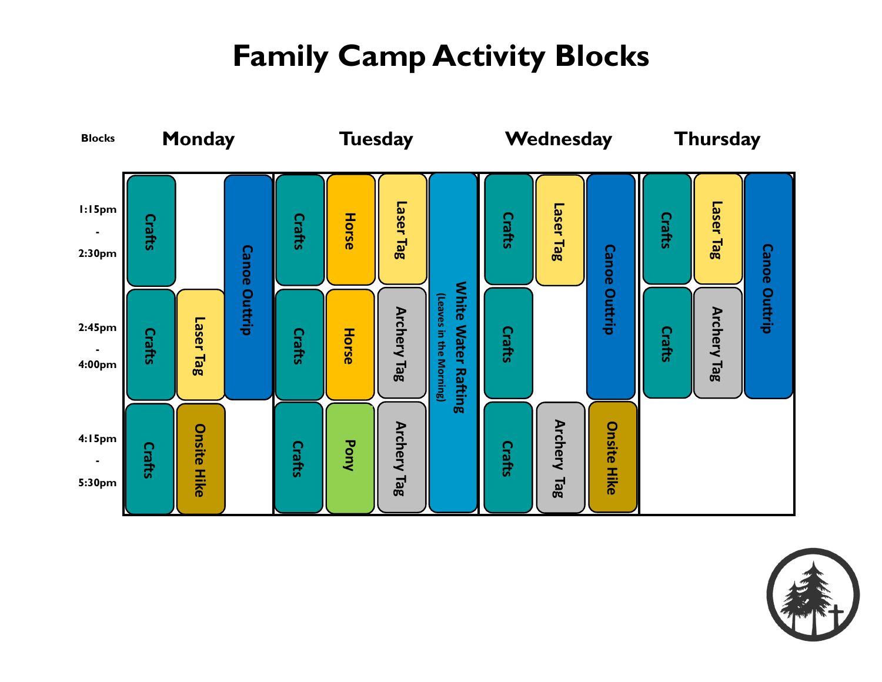# Family Camp Activity Blocks

| Blocks | Monday | Tuesday | Wednesday | Thursday |
| --- | --- | --- | --- | --- |
| 1:15pm - 2:30pm | Crafts; Canoe Outtrip | Crafts; Horse; Laser Tag; White Water Rafting (Leaves in the Morning) | Crafts; Laser Tag; Canoe Outtrip | Crafts; Laser Tag; Canoe Outtrip |
| 2:45pm - 4:00pm | Crafts; Laser Tag; Canoe Outtrip | Crafts; Horse; Archery Tag; White Water Rafting (Leaves in the Morning) | Crafts; Canoe Outtrip | Crafts; Archery Tag; Canoe Outtrip |
| 4:15pm - 5:30pm | Crafts; Onsite Hike | Crafts; Pony; Archery Tag; White Water Rafting (Leaves in the Morning) | Crafts; Archery Tag; Onsite Hike | |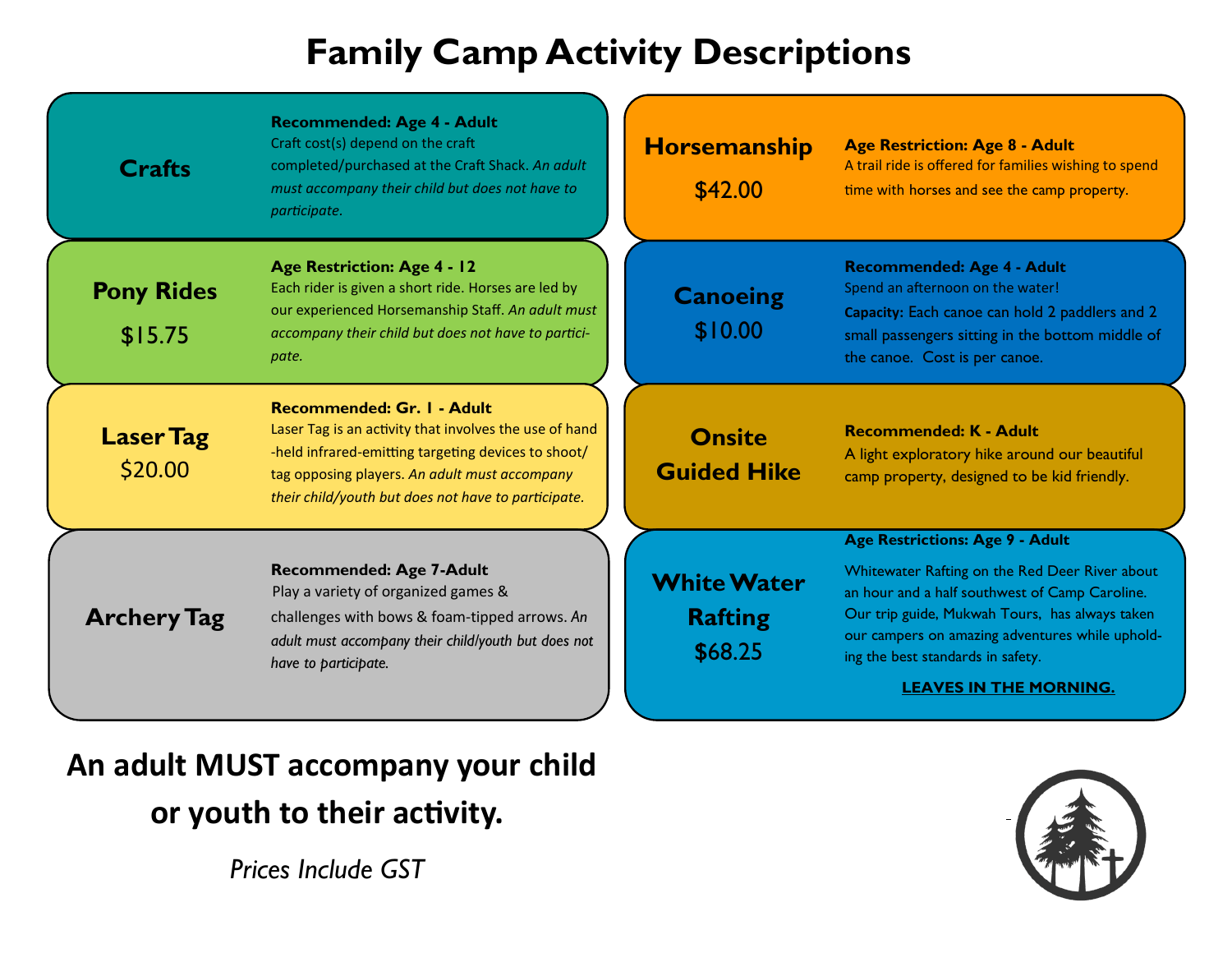# Family Camp Activity Descriptions

## Crafts

**Recommended: Age 4 - Adult**
Craft cost(s) depend on the craft completed/purchased at the Craft Shack. *An adult must accompany their child but does not have to participate.*

## Pony Rides

$15.75

**Age Restriction: Age 4 - 12**
Each rider is given a short ride. Horses are led by our experienced Horsemanship Staff. *An adult must accompany their child but does not have to participate.*

## Laser Tag

$20.00

**Recommended: Gr. 1 - Adult**
Laser Tag is an activity that involves the use of hand-held infrared-emitting targeting devices to shoot/tag opposing players. *An adult must accompany their child/youth but does not have to participate.*

## Archery Tag

**Recommended: Age 7-Adult**
Play a variety of organized games & challenges with bows & foam-tipped arrows. *An adult must accompany their child/youth but does not have to participate.*

## Horsemanship

$42.00

**Age Restriction: Age 8 - Adult**
A trail ride is offered for families wishing to spend time with horses and see the camp property.

## Canoeing

$10.00

**Recommended: Age 4 - Adult**
Spend an afternoon on the water!
**Capacity:** Each canoe can hold 2 paddlers and 2 small passengers sitting in the bottom middle of the canoe. Cost is per canoe.

## Onsite Guided Hike

**Recommended: K - Adult**
A light exploratory hike around our beautiful camp property, designed to be kid friendly.

## White Water Rafting

$68.25

**Age Restrictions: Age 9 - Adult**
Whitewater Rafting on the Red Deer River about an hour and a half southwest of Camp Caroline. Our trip guide, Mukwah Tours, has always taken our campers on amazing adventures while upholding the best standards in safety.

**LEAVES IN THE MORNING.**

**An adult MUST accompany your child or youth to their activity.**

*Prices Include GST*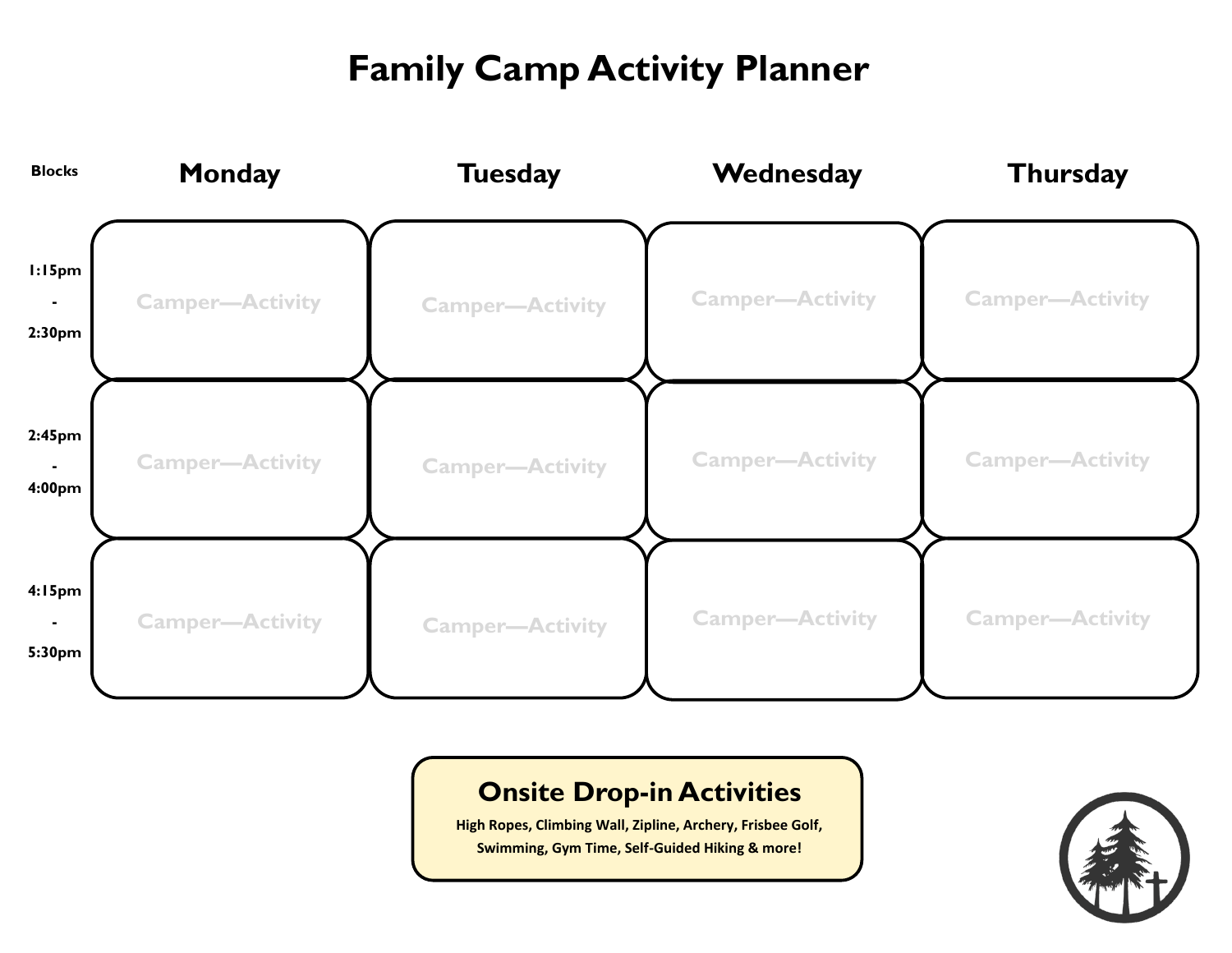# Family Camp Activity Planner

| Blocks | Monday | Tuesday | Wednesday | Thursday |
|---|---|---|---|---|
| 1:15pm - 2:30pm | Camper—Activity | Camper—Activity | Camper—Activity | Camper—Activity |
| 2:45pm - 4:00pm | Camper—Activity | Camper—Activity | Camper—Activity | Camper—Activity |
| 4:15pm - 5:30pm | Camper—Activity | Camper—Activity | Camper—Activity | Camper—Activity |

## Onsite Drop-in Activities

**High Ropes, Climbing Wall, Zipline, Archery, Frisbee Golf, Swimming, Gym Time, Self-Guided Hiking & more!**